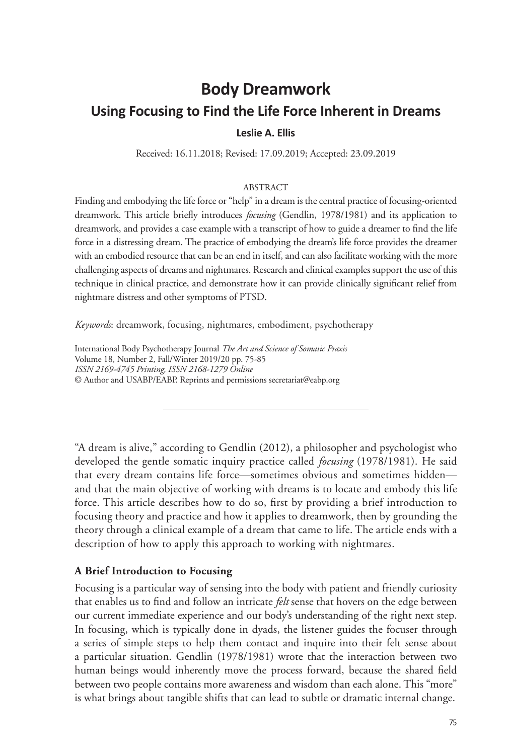# Body Dreamwork

## Using Focusing to Find the Life Force Inherent in Dreams

**Leslie A. Ellis**

Received: 16.11.2018; Revised: 17.09.2019; Accepted: 23.09.2019

ABSTRACT

Finding and embodying the life force or "help" in a dream is the central practice of focusing-oriented dreamwork. This article briefly introduces *focusing* (Gendlin, 1978/1981) and its application to dreamwork, and provides a case example with a transcript of how to guide a dreamer to find the life force in a distressing dream. The practice of embodying the dream's life force provides the dreamer with an embodied resource that can be an end in itself, and can also facilitate working with the more challenging aspects of dreams and nightmares. Research and clinical examples support the use of this technique in clinical practice, and demonstrate how it can provide clinically significant relief from nightmare distress and other symptoms of PTSD.

*Keywords*: dreamwork, focusing, nightmares, embodiment, psychotherapy

International Body Psychotherapy Journal *The Art and Science of Somatic Praxis*
Volume 18, Number 2, Fall/Winter 2019/20 pp. 75-85
*ISSN 2169-4745 Printing, ISSN 2168-1279 Online*
© Author and USABP/EABP. Reprints and permissions secretariat@eabp.org

---

"A dream is alive," according to Gendlin (2012), a philosopher and psychologist who developed the gentle somatic inquiry practice called *focusing* (1978/1981). He said that every dream contains life force—sometimes obvious and sometimes hidden—and that the main objective of working with dreams is to locate and embody this life force. This article describes how to do so, first by providing a brief introduction to focusing theory and practice and how it applies to dreamwork, then by grounding the theory through a clinical example of a dream that came to life. The article ends with a description of how to apply this approach to working with nightmares.

### A Brief Introduction to Focusing

Focusing is a particular way of sensing into the body with patient and friendly curiosity that enables us to find and follow an intricate *felt* sense that hovers on the edge between our current immediate experience and our body's understanding of the right next step. In focusing, which is typically done in dyads, the listener guides the focuser through a series of simple steps to help them contact and inquire into their felt sense about a particular situation. Gendlin (1978/1981) wrote that the interaction between two human beings would inherently move the process forward, because the shared field between two people contains more awareness and wisdom than each alone. This "more" is what brings about tangible shifts that can lead to subtle or dramatic internal change.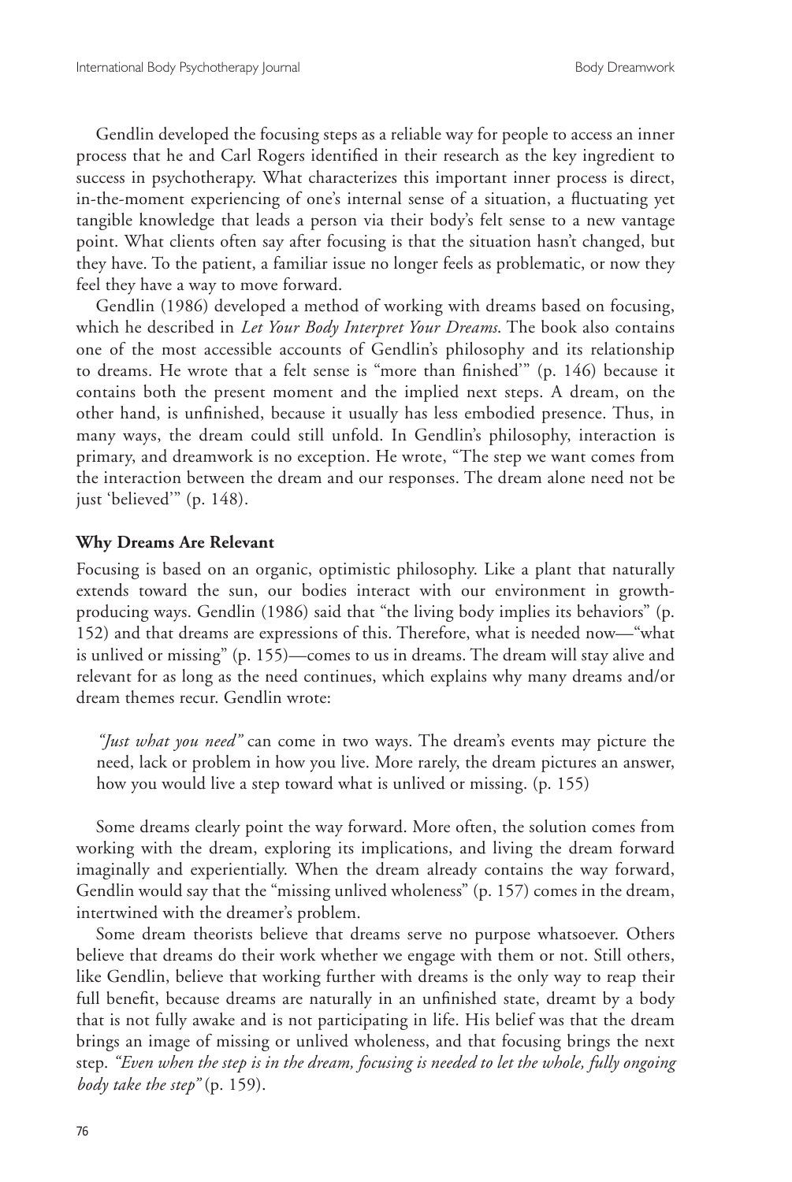Gendlin developed the focusing steps as a reliable way for people to access an inner process that he and Carl Rogers identified in their research as the key ingredient to success in psychotherapy. What characterizes this important inner process is direct, in-the-moment experiencing of one's internal sense of a situation, a fluctuating yet tangible knowledge that leads a person via their body's felt sense to a new vantage point. What clients often say after focusing is that the situation hasn't changed, but they have. To the patient, a familiar issue no longer feels as problematic, or now they feel they have a way to move forward.

Gendlin (1986) developed a method of working with dreams based on focusing, which he described in *Let Your Body Interpret Your Dreams*. The book also contains one of the most accessible accounts of Gendlin's philosophy and its relationship to dreams. He wrote that a felt sense is "more than finished'" (p. 146) because it contains both the present moment and the implied next steps. A dream, on the other hand, is unfinished, because it usually has less embodied presence. Thus, in many ways, the dream could still unfold. In Gendlin's philosophy, interaction is primary, and dreamwork is no exception. He wrote, "The step we want comes from the interaction between the dream and our responses. The dream alone need not be just 'believed'" (p. 148).

**Why Dreams Are Relevant**

Focusing is based on an organic, optimistic philosophy. Like a plant that naturally extends toward the sun, our bodies interact with our environment in growth-producing ways. Gendlin (1986) said that "the living body implies its behaviors" (p. 152) and that dreams are expressions of this. Therefore, what is needed now—"what is unlived or missing" (p. 155)—comes to us in dreams. The dream will stay alive and relevant for as long as the need continues, which explains why many dreams and/or dream themes recur. Gendlin wrote:

> *"Just what you need"* can come in two ways. The dream's events may picture the need, lack or problem in how you live. More rarely, the dream pictures an answer, how you would live a step toward what is unlived or missing. (p. 155)

Some dreams clearly point the way forward. More often, the solution comes from working with the dream, exploring its implications, and living the dream forward imaginally and experientially. When the dream already contains the way forward, Gendlin would say that the "missing unlived wholeness" (p. 157) comes in the dream, intertwined with the dreamer's problem.

Some dream theorists believe that dreams serve no purpose whatsoever. Others believe that dreams do their work whether we engage with them or not. Still others, like Gendlin, believe that working further with dreams is the only way to reap their full benefit, because dreams are naturally in an unfinished state, dreamt by a body that is not fully awake and is not participating in life. His belief was that the dream brings an image of missing or unlived wholeness, and that focusing brings the next step. *"Even when the step is in the dream, focusing is needed to let the whole, fully ongoing body take the step"* (p. 159).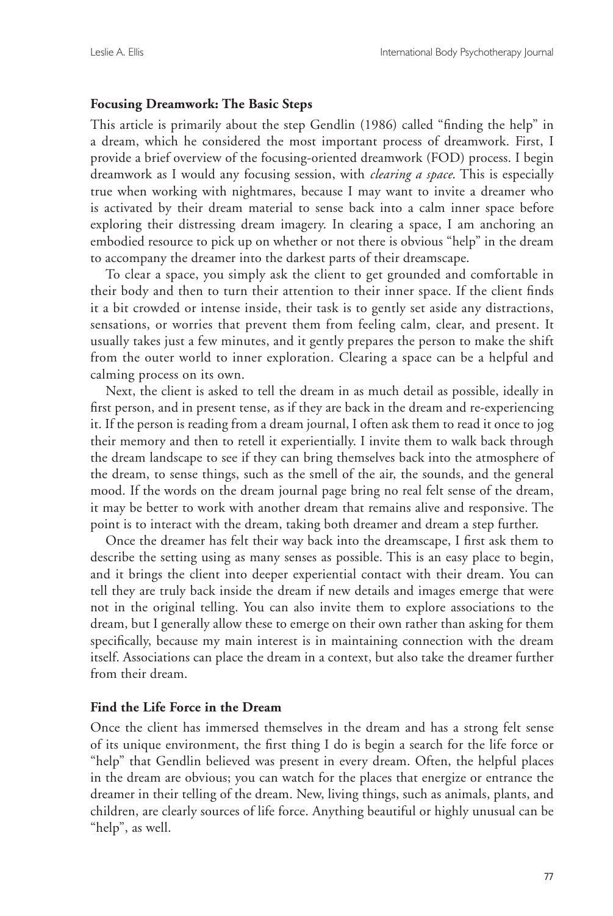**Focusing Dreamwork: The Basic Steps**

This article is primarily about the step Gendlin (1986) called "finding the help" in a dream, which he considered the most important process of dreamwork. First, I provide a brief overview of the focusing-oriented dreamwork (FOD) process. I begin dreamwork as I would any focusing session, with *clearing a space*. This is especially true when working with nightmares, because I may want to invite a dreamer who is activated by their dream material to sense back into a calm inner space before exploring their distressing dream imagery. In clearing a space, I am anchoring an embodied resource to pick up on whether or not there is obvious "help" in the dream to accompany the dreamer into the darkest parts of their dreamscape.

To clear a space, you simply ask the client to get grounded and comfortable in their body and then to turn their attention to their inner space. If the client finds it a bit crowded or intense inside, their task is to gently set aside any distractions, sensations, or worries that prevent them from feeling calm, clear, and present. It usually takes just a few minutes, and it gently prepares the person to make the shift from the outer world to inner exploration. Clearing a space can be a helpful and calming process on its own.

Next, the client is asked to tell the dream in as much detail as possible, ideally in first person, and in present tense, as if they are back in the dream and re-experiencing it. If the person is reading from a dream journal, I often ask them to read it once to jog their memory and then to retell it experientially. I invite them to walk back through the dream landscape to see if they can bring themselves back into the atmosphere of the dream, to sense things, such as the smell of the air, the sounds, and the general mood. If the words on the dream journal page bring no real felt sense of the dream, it may be better to work with another dream that remains alive and responsive. The point is to interact with the dream, taking both dreamer and dream a step further.

Once the dreamer has felt their way back into the dreamscape, I first ask them to describe the setting using as many senses as possible. This is an easy place to begin, and it brings the client into deeper experiential contact with their dream. You can tell they are truly back inside the dream if new details and images emerge that were not in the original telling. You can also invite them to explore associations to the dream, but I generally allow these to emerge on their own rather than asking for them specifically, because my main interest is in maintaining connection with the dream itself. Associations can place the dream in a context, but also take the dreamer further from their dream.

**Find the Life Force in the Dream**

Once the client has immersed themselves in the dream and has a strong felt sense of its unique environment, the first thing I do is begin a search for the life force or "help" that Gendlin believed was present in every dream. Often, the helpful places in the dream are obvious; you can watch for the places that energize or entrance the dreamer in their telling of the dream. New, living things, such as animals, plants, and children, are clearly sources of life force. Anything beautiful or highly unusual can be "help", as well.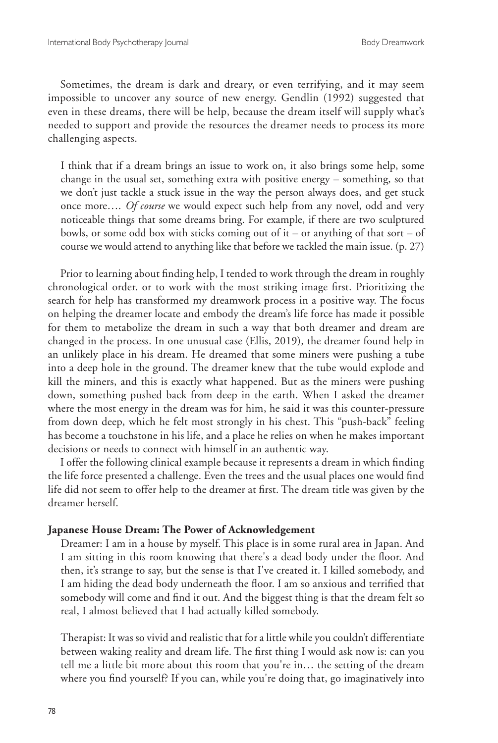Sometimes, the dream is dark and dreary, or even terrifying, and it may seem impossible to uncover any source of new energy. Gendlin (1992) suggested that even in these dreams, there will be help, because the dream itself will supply what's needed to support and provide the resources the dreamer needs to process its more challenging aspects.

> I think that if a dream brings an issue to work on, it also brings some help, some change in the usual set, something extra with positive energy – something, so that we don't just tackle a stuck issue in the way the person always does, and get stuck once more…. *Of course* we would expect such help from any novel, odd and very noticeable things that some dreams bring. For example, if there are two sculptured bowls, or some odd box with sticks coming out of it – or anything of that sort – of course we would attend to anything like that before we tackled the main issue. (p. 27)

Prior to learning about finding help, I tended to work through the dream in roughly chronological order. or to work with the most striking image first. Prioritizing the search for help has transformed my dreamwork process in a positive way. The focus on helping the dreamer locate and embody the dream's life force has made it possible for them to metabolize the dream in such a way that both dreamer and dream are changed in the process. In one unusual case (Ellis, 2019), the dreamer found help in an unlikely place in his dream. He dreamed that some miners were pushing a tube into a deep hole in the ground. The dreamer knew that the tube would explode and kill the miners, and this is exactly what happened. But as the miners were pushing down, something pushed back from deep in the earth. When I asked the dreamer where the most energy in the dream was for him, he said it was this counter-pressure from down deep, which he felt most strongly in his chest. This "push-back" feeling has become a touchstone in his life, and a place he relies on when he makes important decisions or needs to connect with himself in an authentic way.

I offer the following clinical example because it represents a dream in which finding the life force presented a challenge. Even the trees and the usual places one would find life did not seem to offer help to the dreamer at first. The dream title was given by the dreamer herself.

**Japanese House Dream: The Power of Acknowledgement**

Dreamer: I am in a house by myself. This place is in some rural area in Japan. And I am sitting in this room knowing that there's a dead body under the floor. And then, it's strange to say, but the sense is that I've created it. I killed somebody, and I am hiding the dead body underneath the floor. I am so anxious and terrified that somebody will come and find it out. And the biggest thing is that the dream felt so real, I almost believed that I had actually killed somebody.

Therapist: It was so vivid and realistic that for a little while you couldn't differentiate between waking reality and dream life. The first thing I would ask now is: can you tell me a little bit more about this room that you're in… the setting of the dream where you find yourself? If you can, while you're doing that, go imaginatively into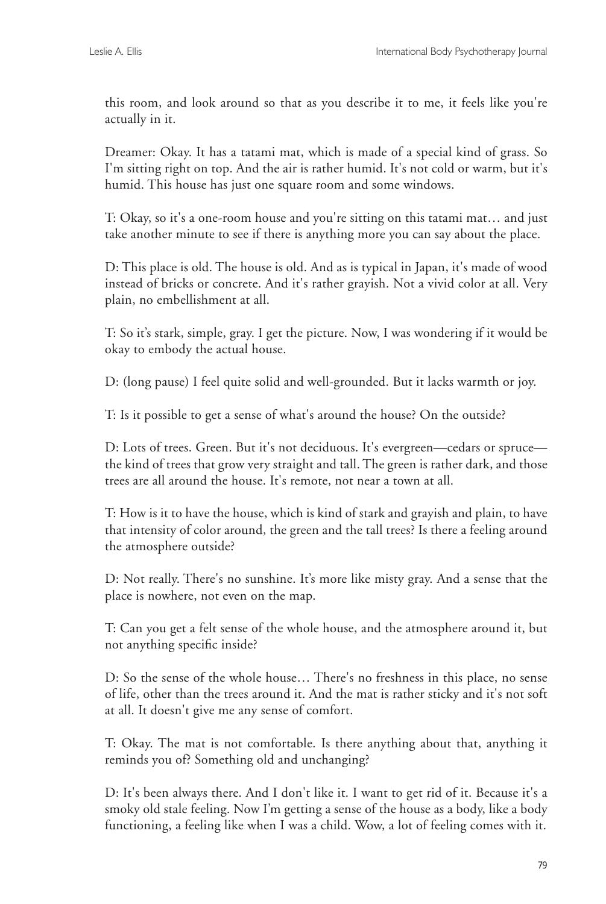this room, and look around so that as you describe it to me, it feels like you're actually in it.

Dreamer: Okay. It has a tatami mat, which is made of a special kind of grass. So I'm sitting right on top. And the air is rather humid. It's not cold or warm, but it's humid. This house has just one square room and some windows.

T: Okay, so it's a one-room house and you're sitting on this tatami mat… and just take another minute to see if there is anything more you can say about the place.

D: This place is old. The house is old. And as is typical in Japan, it's made of wood instead of bricks or concrete. And it's rather grayish. Not a vivid color at all. Very plain, no embellishment at all.

T: So it's stark, simple, gray. I get the picture. Now, I was wondering if it would be okay to embody the actual house.

D: (long pause) I feel quite solid and well-grounded. But it lacks warmth or joy.

T: Is it possible to get a sense of what's around the house? On the outside?

D: Lots of trees. Green. But it's not deciduous. It's evergreen—cedars or spruce—the kind of trees that grow very straight and tall. The green is rather dark, and those trees are all around the house. It's remote, not near a town at all.

T: How is it to have the house, which is kind of stark and grayish and plain, to have that intensity of color around, the green and the tall trees? Is there a feeling around the atmosphere outside?

D: Not really. There's no sunshine. It's more like misty gray. And a sense that the place is nowhere, not even on the map.

T: Can you get a felt sense of the whole house, and the atmosphere around it, but not anything specific inside?

D: So the sense of the whole house… There's no freshness in this place, no sense of life, other than the trees around it. And the mat is rather sticky and it's not soft at all. It doesn't give me any sense of comfort.

T: Okay. The mat is not comfortable. Is there anything about that, anything it reminds you of? Something old and unchanging?

D: It's been always there. And I don't like it. I want to get rid of it. Because it's a smoky old stale feeling. Now I'm getting a sense of the house as a body, like a body functioning, a feeling like when I was a child. Wow, a lot of feeling comes with it.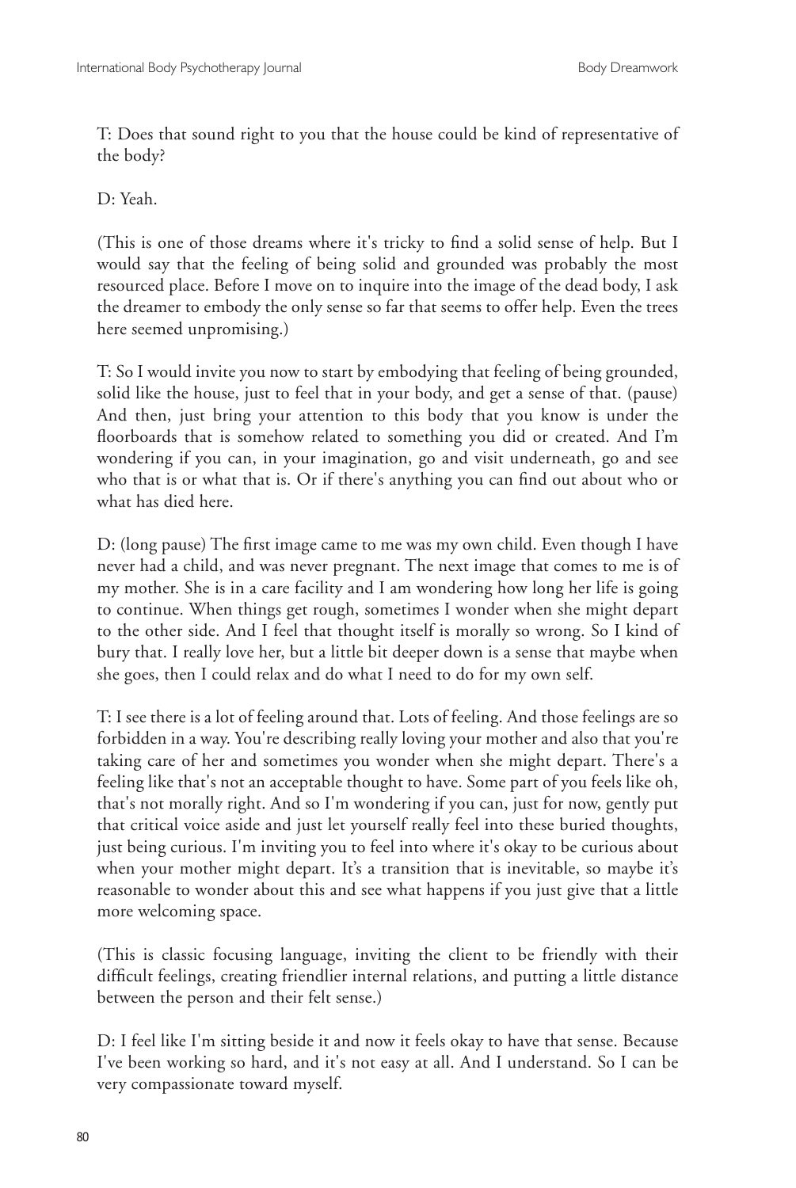T: Does that sound right to you that the house could be kind of representative of the body?

D: Yeah.

(This is one of those dreams where it's tricky to find a solid sense of help. But I would say that the feeling of being solid and grounded was probably the most resourced place. Before I move on to inquire into the image of the dead body, I ask the dreamer to embody the only sense so far that seems to offer help. Even the trees here seemed unpromising.)

T: So I would invite you now to start by embodying that feeling of being grounded, solid like the house, just to feel that in your body, and get a sense of that. (pause) And then, just bring your attention to this body that you know is under the floorboards that is somehow related to something you did or created. And I'm wondering if you can, in your imagination, go and visit underneath, go and see who that is or what that is. Or if there's anything you can find out about who or what has died here.

D: (long pause) The first image came to me was my own child. Even though I have never had a child, and was never pregnant. The next image that comes to me is of my mother. She is in a care facility and I am wondering how long her life is going to continue. When things get rough, sometimes I wonder when she might depart to the other side. And I feel that thought itself is morally so wrong. So I kind of bury that. I really love her, but a little bit deeper down is a sense that maybe when she goes, then I could relax and do what I need to do for my own self.

T: I see there is a lot of feeling around that. Lots of feeling. And those feelings are so forbidden in a way. You're describing really loving your mother and also that you're taking care of her and sometimes you wonder when she might depart. There's a feeling like that's not an acceptable thought to have. Some part of you feels like oh, that's not morally right. And so I'm wondering if you can, just for now, gently put that critical voice aside and just let yourself really feel into these buried thoughts, just being curious. I'm inviting you to feel into where it's okay to be curious about when your mother might depart. It's a transition that is inevitable, so maybe it's reasonable to wonder about this and see what happens if you just give that a little more welcoming space.

(This is classic focusing language, inviting the client to be friendly with their difficult feelings, creating friendlier internal relations, and putting a little distance between the person and their felt sense.)

D: I feel like I'm sitting beside it and now it feels okay to have that sense. Because I've been working so hard, and it's not easy at all. And I understand. So I can be very compassionate toward myself.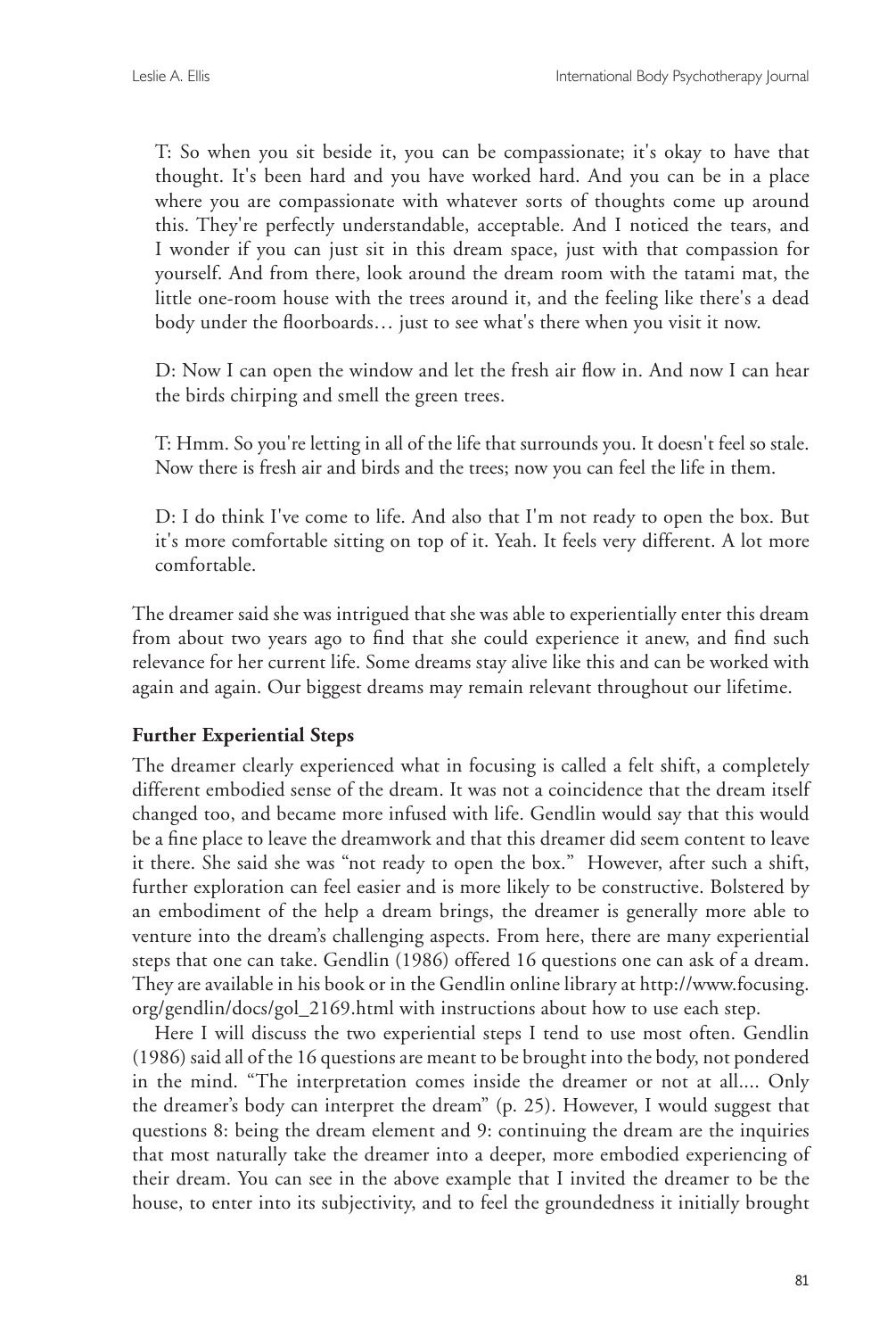T: So when you sit beside it, you can be compassionate; it's okay to have that thought. It's been hard and you have worked hard. And you can be in a place where you are compassionate with whatever sorts of thoughts come up around this. They're perfectly understandable, acceptable. And I noticed the tears, and I wonder if you can just sit in this dream space, just with that compassion for yourself. And from there, look around the dream room with the tatami mat, the little one-room house with the trees around it, and the feeling like there's a dead body under the floorboards… just to see what's there when you visit it now.

D: Now I can open the window and let the fresh air flow in. And now I can hear the birds chirping and smell the green trees.

T: Hmm. So you're letting in all of the life that surrounds you. It doesn't feel so stale. Now there is fresh air and birds and the trees; now you can feel the life in them.

D: I do think I've come to life. And also that I'm not ready to open the box. But it's more comfortable sitting on top of it. Yeah. It feels very different. A lot more comfortable.

The dreamer said she was intrigued that she was able to experientially enter this dream from about two years ago to find that she could experience it anew, and find such relevance for her current life. Some dreams stay alive like this and can be worked with again and again. Our biggest dreams may remain relevant throughout our lifetime.

**Further Experiential Steps**

The dreamer clearly experienced what in focusing is called a felt shift, a completely different embodied sense of the dream. It was not a coincidence that the dream itself changed too, and became more infused with life. Gendlin would say that this would be a fine place to leave the dreamwork and that this dreamer did seem content to leave it there. She said she was "not ready to open the box." However, after such a shift, further exploration can feel easier and is more likely to be constructive. Bolstered by an embodiment of the help a dream brings, the dreamer is generally more able to venture into the dream's challenging aspects. From here, there are many experiential steps that one can take. Gendlin (1986) offered 16 questions one can ask of a dream. They are available in his book or in the Gendlin online library at http://www.focusing.org/gendlin/docs/gol_2169.html with instructions about how to use each step.

Here I will discuss the two experiential steps I tend to use most often. Gendlin (1986) said all of the 16 questions are meant to be brought into the body, not pondered in the mind. "The interpretation comes inside the dreamer or not at all.... Only the dreamer's body can interpret the dream" (p. 25). However, I would suggest that questions 8: being the dream element and 9: continuing the dream are the inquiries that most naturally take the dreamer into a deeper, more embodied experiencing of their dream. You can see in the above example that I invited the dreamer to be the house, to enter into its subjectivity, and to feel the groundedness it initially brought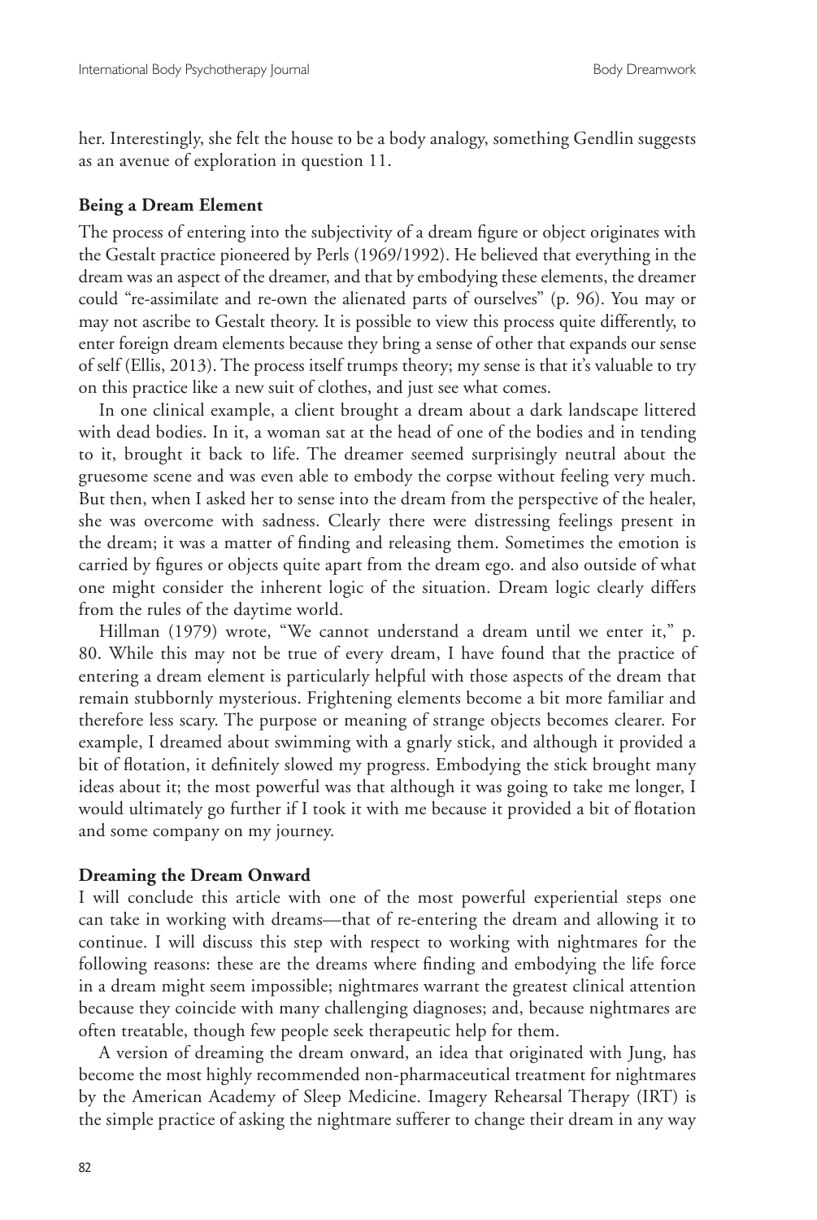her. Interestingly, she felt the house to be a body analogy, something Gendlin suggests as an avenue of exploration in question 11.

### Being a Dream Element

The process of entering into the subjectivity of a dream figure or object originates with the Gestalt practice pioneered by Perls (1969/1992). He believed that everything in the dream was an aspect of the dreamer, and that by embodying these elements, the dreamer could "re-assimilate and re-own the alienated parts of ourselves" (p. 96). You may or may not ascribe to Gestalt theory. It is possible to view this process quite differently, to enter foreign dream elements because they bring a sense of other that expands our sense of self (Ellis, 2013). The process itself trumps theory; my sense is that it's valuable to try on this practice like a new suit of clothes, and just see what comes.

In one clinical example, a client brought a dream about a dark landscape littered with dead bodies. In it, a woman sat at the head of one of the bodies and in tending to it, brought it back to life. The dreamer seemed surprisingly neutral about the gruesome scene and was even able to embody the corpse without feeling very much. But then, when I asked her to sense into the dream from the perspective of the healer, she was overcome with sadness. Clearly there were distressing feelings present in the dream; it was a matter of finding and releasing them. Sometimes the emotion is carried by figures or objects quite apart from the dream ego. and also outside of what one might consider the inherent logic of the situation. Dream logic clearly differs from the rules of the daytime world.

Hillman (1979) wrote, "We cannot understand a dream until we enter it," p. 80. While this may not be true of every dream, I have found that the practice of entering a dream element is particularly helpful with those aspects of the dream that remain stubbornly mysterious. Frightening elements become a bit more familiar and therefore less scary. The purpose or meaning of strange objects becomes clearer. For example, I dreamed about swimming with a gnarly stick, and although it provided a bit of flotation, it definitely slowed my progress. Embodying the stick brought many ideas about it; the most powerful was that although it was going to take me longer, I would ultimately go further if I took it with me because it provided a bit of flotation and some company on my journey.

### Dreaming the Dream Onward

I will conclude this article with one of the most powerful experiential steps one can take in working with dreams—that of re-entering the dream and allowing it to continue. I will discuss this step with respect to working with nightmares for the following reasons: these are the dreams where finding and embodying the life force in a dream might seem impossible; nightmares warrant the greatest clinical attention because they coincide with many challenging diagnoses; and, because nightmares are often treatable, though few people seek therapeutic help for them.

A version of dreaming the dream onward, an idea that originated with Jung, has become the most highly recommended non-pharmaceutical treatment for nightmares by the American Academy of Sleep Medicine. Imagery Rehearsal Therapy (IRT) is the simple practice of asking the nightmare sufferer to change their dream in any way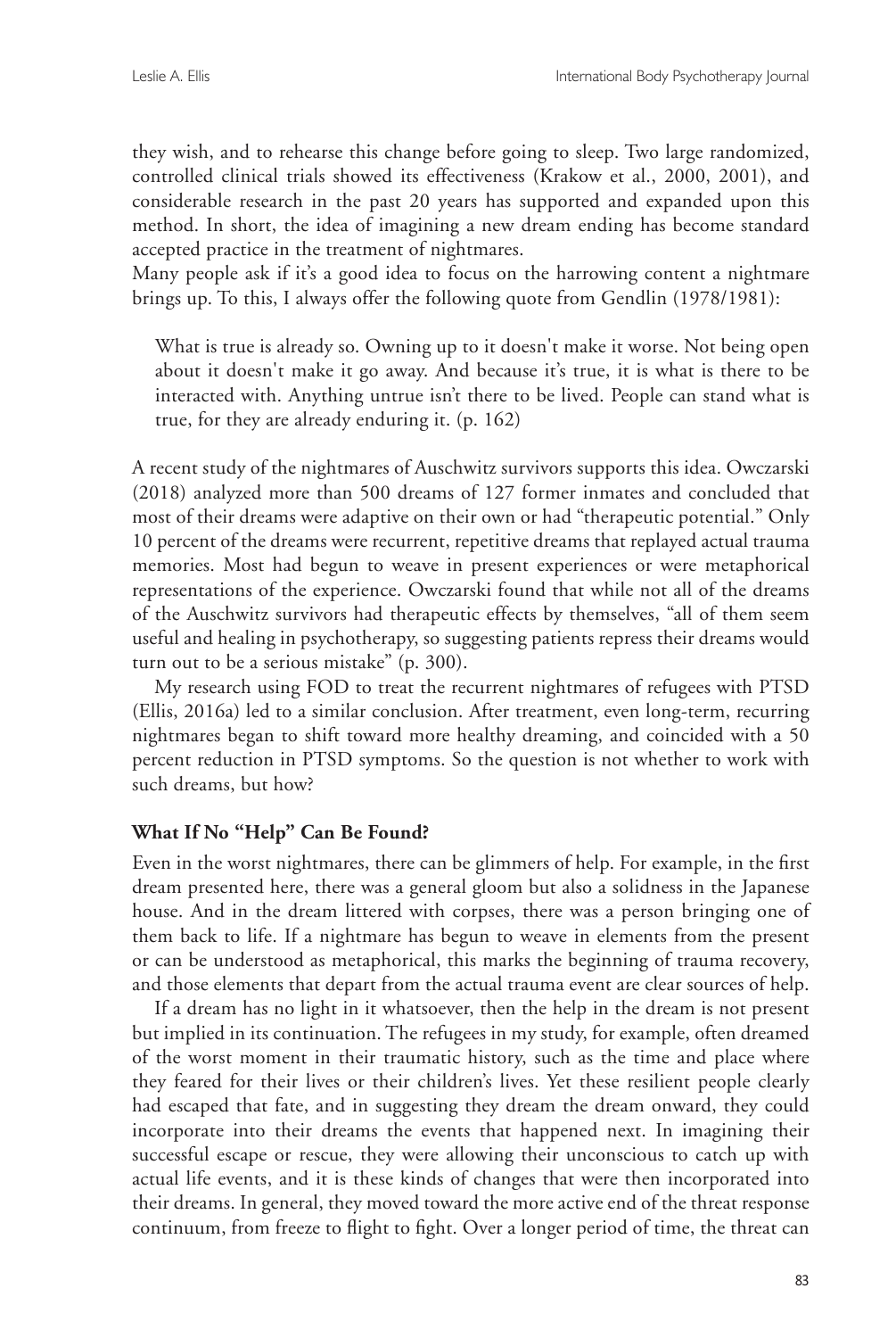they wish, and to rehearse this change before going to sleep. Two large randomized, controlled clinical trials showed its effectiveness (Krakow et al., 2000, 2001), and considerable research in the past 20 years has supported and expanded upon this method. In short, the idea of imagining a new dream ending has become standard accepted practice in the treatment of nightmares.

Many people ask if it's a good idea to focus on the harrowing content a nightmare brings up. To this, I always offer the following quote from Gendlin (1978/1981):

> What is true is already so. Owning up to it doesn't make it worse. Not being open about it doesn't make it go away. And because it's true, it is what is there to be interacted with. Anything untrue isn't there to be lived. People can stand what is true, for they are already enduring it. (p. 162)

A recent study of the nightmares of Auschwitz survivors supports this idea. Owczarski (2018) analyzed more than 500 dreams of 127 former inmates and concluded that most of their dreams were adaptive on their own or had "therapeutic potential." Only 10 percent of the dreams were recurrent, repetitive dreams that replayed actual trauma memories. Most had begun to weave in present experiences or were metaphorical representations of the experience. Owczarski found that while not all of the dreams of the Auschwitz survivors had therapeutic effects by themselves, "all of them seem useful and healing in psychotherapy, so suggesting patients repress their dreams would turn out to be a serious mistake" (p. 300).

My research using FOD to treat the recurrent nightmares of refugees with PTSD (Ellis, 2016a) led to a similar conclusion. After treatment, even long-term, recurring nightmares began to shift toward more healthy dreaming, and coincided with a 50 percent reduction in PTSD symptoms. So the question is not whether to work with such dreams, but how?

**What If No "Help" Can Be Found?**

Even in the worst nightmares, there can be glimmers of help. For example, in the first dream presented here, there was a general gloom but also a solidness in the Japanese house. And in the dream littered with corpses, there was a person bringing one of them back to life. If a nightmare has begun to weave in elements from the present or can be understood as metaphorical, this marks the beginning of trauma recovery, and those elements that depart from the actual trauma event are clear sources of help.

If a dream has no light in it whatsoever, then the help in the dream is not present but implied in its continuation. The refugees in my study, for example, often dreamed of the worst moment in their traumatic history, such as the time and place where they feared for their lives or their children's lives. Yet these resilient people clearly had escaped that fate, and in suggesting they dream the dream onward, they could incorporate into their dreams the events that happened next. In imagining their successful escape or rescue, they were allowing their unconscious to catch up with actual life events, and it is these kinds of changes that were then incorporated into their dreams. In general, they moved toward the more active end of the threat response continuum, from freeze to flight to fight. Over a longer period of time, the threat can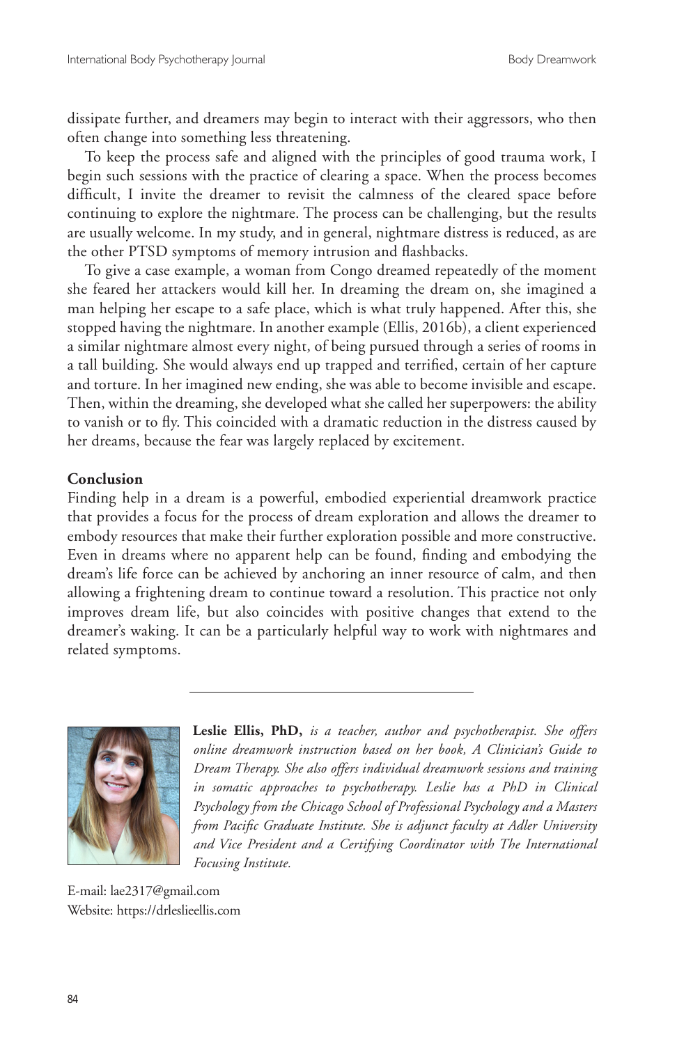dissipate further, and dreamers may begin to interact with their aggressors, who then often change into something less threatening.

To keep the process safe and aligned with the principles of good trauma work, I begin such sessions with the practice of clearing a space. When the process becomes difficult, I invite the dreamer to revisit the calmness of the cleared space before continuing to explore the nightmare. The process can be challenging, but the results are usually welcome. In my study, and in general, nightmare distress is reduced, as are the other PTSD symptoms of memory intrusion and flashbacks.

To give a case example, a woman from Congo dreamed repeatedly of the moment she feared her attackers would kill her. In dreaming the dream on, she imagined a man helping her escape to a safe place, which is what truly happened. After this, she stopped having the nightmare. In another example (Ellis, 2016b), a client experienced a similar nightmare almost every night, of being pursued through a series of rooms in a tall building. She would always end up trapped and terrified, certain of her capture and torture. In her imagined new ending, she was able to become invisible and escape. Then, within the dreaming, she developed what she called her superpowers: the ability to vanish or to fly. This coincided with a dramatic reduction in the distress caused by her dreams, because the fear was largely replaced by excitement.

## Conclusion

Finding help in a dream is a powerful, embodied experiential dreamwork practice that provides a focus for the process of dream exploration and allows the dreamer to embody resources that make their further exploration possible and more constructive. Even in dreams where no apparent help can be found, finding and embodying the dream's life force can be achieved by anchoring an inner resource of calm, and then allowing a frightening dream to continue toward a resolution. This practice not only improves dream life, but also coincides with positive changes that extend to the dreamer's waking. It can be a particularly helpful way to work with nightmares and related symptoms.

---

**Leslie Ellis, PhD,** *is a teacher, author and psychotherapist. She offers online dreamwork instruction based on her book, A Clinician's Guide to Dream Therapy. She also offers individual dreamwork sessions and training in somatic approaches to psychotherapy. Leslie has a PhD in Clinical Psychology from the Chicago School of Professional Psychology and a Masters from Pacific Graduate Institute. She is adjunct faculty at Adler University and Vice President and a Certifying Coordinator with The International Focusing Institute.*

E-mail: lae2317@gmail.com
Website: https://drleslieellis.com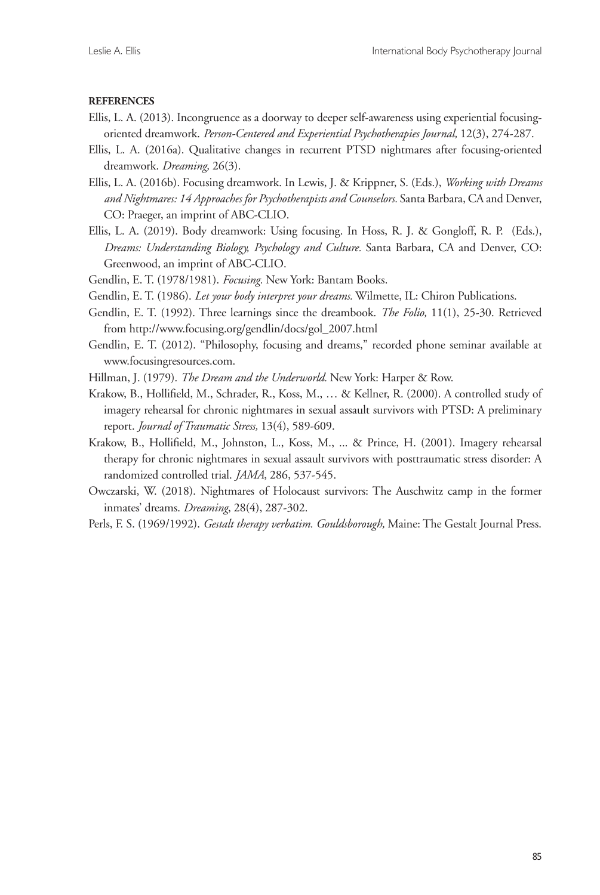**REFERENCES**

Ellis, L. A. (2013). Incongruence as a doorway to deeper self-awareness using experiential focusing-oriented dreamwork. *Person-Centered and Experiential Psychotherapies Journal,* 12(3), 274-287.

Ellis, L. A. (2016a). Qualitative changes in recurrent PTSD nightmares after focusing-oriented dreamwork. *Dreaming,* 26(3).

Ellis, L. A. (2016b). Focusing dreamwork. In Lewis, J. & Krippner, S. (Eds.), *Working with Dreams and Nightmares: 14 Approaches for Psychotherapists and Counselors.* Santa Barbara, CA and Denver, CO: Praeger, an imprint of ABC-CLIO.

Ellis, L. A. (2019). Body dreamwork: Using focusing. In Hoss, R. J. & Gongloff, R. P. (Eds.), *Dreams: Understanding Biology, Psychology and Culture.* Santa Barbara, CA and Denver, CO: Greenwood, an imprint of ABC-CLIO.

Gendlin, E. T. (1978/1981). *Focusing.* New York: Bantam Books.

Gendlin, E. T. (1986). *Let your body interpret your dreams.* Wilmette, IL: Chiron Publications.

Gendlin, E. T. (1992). Three learnings since the dreambook. *The Folio,* 11(1), 25-30. Retrieved from http://www.focusing.org/gendlin/docs/gol_2007.html

Gendlin, E. T. (2012). "Philosophy, focusing and dreams," recorded phone seminar available at www.focusingresources.com.

Hillman, J. (1979). *The Dream and the Underworld.* New York: Harper & Row.

Krakow, B., Hollifield, M., Schrader, R., Koss, M., … & Kellner, R. (2000). A controlled study of imagery rehearsal for chronic nightmares in sexual assault survivors with PTSD: A preliminary report. *Journal of Traumatic Stress,* 13(4), 589-609.

Krakow, B., Hollifield, M., Johnston, L., Koss, M., ... & Prince, H. (2001). Imagery rehearsal therapy for chronic nightmares in sexual assault survivors with posttraumatic stress disorder: A randomized controlled trial. *JAMA*, 286, 537-545.

Owczarski, W. (2018). Nightmares of Holocaust survivors: The Auschwitz camp in the former inmates' dreams. *Dreaming*, 28(4), 287-302.

Perls, F. S. (1969/1992). *Gestalt therapy verbatim. Gouldsborough,* Maine: The Gestalt Journal Press.